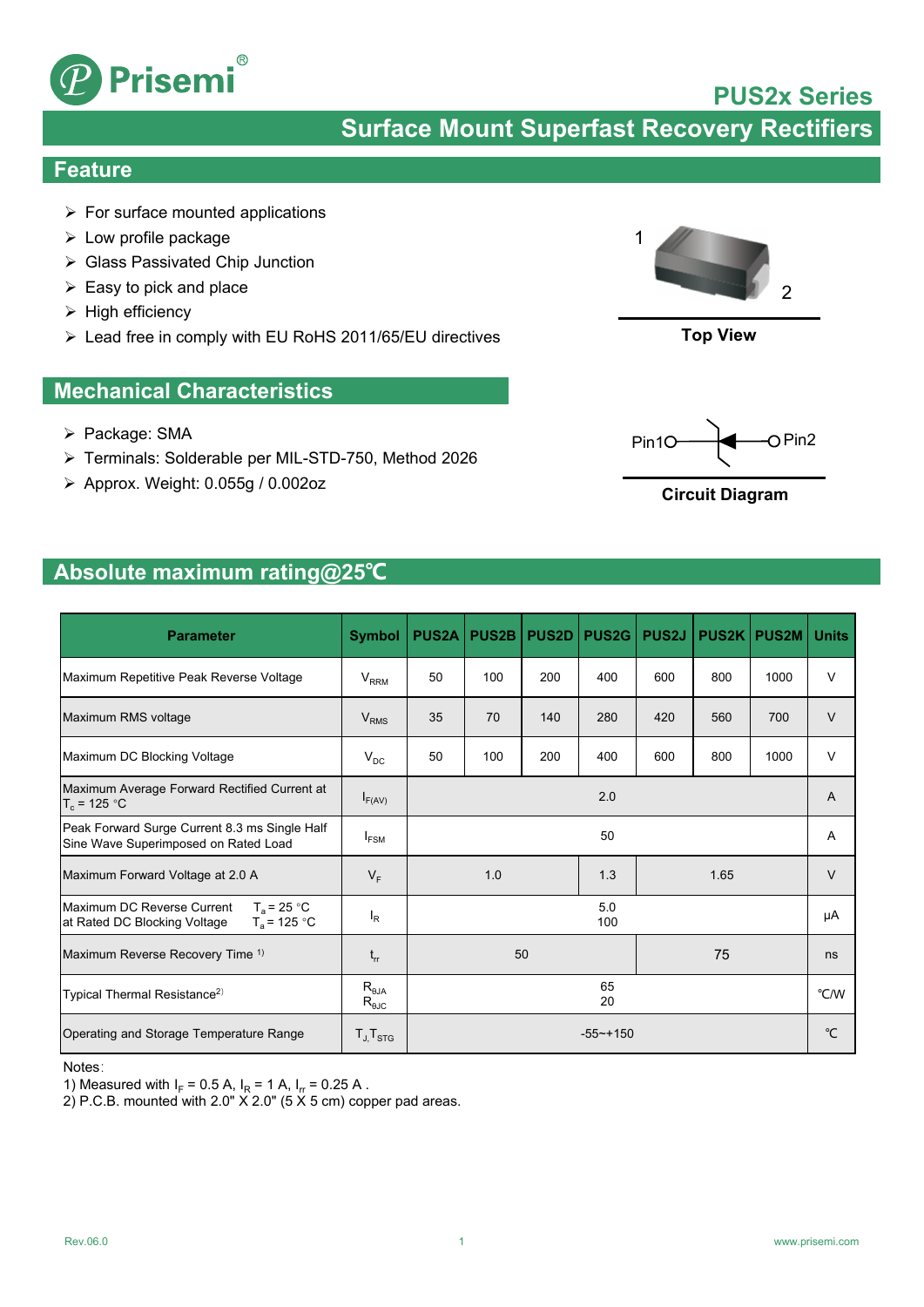Prisemi®

# PUS2x Series

## Surface Mount Superfast Recovery Rectifiers

## Feature

- For surface mounted applications
- Low profile package
- Glass Passivated Chip Junction
- Easy to pick and place
- High efficiency
- Lead free in comply with EU RoHS 2011/65/EU directives

1

2

Top View

## Mechanical Characteristics

- Package: SMA
- Terminals: Solderable per MIL-STD-750, Method 2026
- Approx. Weight: 0.055g / 0.002oz

Pin1

Pin2

Circuit Diagram

## Absolute maximum rating@25℃

| Parameter | Symbol | PUS2A | PUS2B | PUS2D | PUS2G | PUS2J | PUS2K | PUS2M | Units |
|---|---|---|---|---|---|---|---|---|---|
| Maximum Repetitive Peak Reverse Voltage | $V_{RRM}$ | 50 | 100 | 200 | 400 | 600 | 800 | 1000 | V |
| Maximum RMS voltage | $V_{RMS}$ | 35 | 70 | 140 | 280 | 420 | 560 | 700 | V |
| Maximum DC Blocking Voltage | $V_{DC}$ | 50 | 100 | 200 | 400 | 600 | 800 | 1000 | V |
| Maximum Average Forward Rectified Current at $T_c$ = 125 °C | $I_{F(AV)}$ | 2.0 | | | | | | | A |
| Peak Forward Surge Current 8.3 ms Single Half Sine Wave Superimposed on Rated Load | $I_{FSM}$ | 50 | | | | | | | A |
| Maximum Forward Voltage at 2.0 A | $V_F$ | 1.0 | | | 1.3 | 1.65 | | | V |
| Maximum DC Reverse Current at Rated DC Blocking Voltage $T_a$ = 25 °C / $T_a$ = 125 °C | $I_R$ | 5.0 / 100 | | | | | | | μA |
| Maximum Reverse Recovery Time [1] | $t_{rr}$ | 50 | | | | 75 | | | ns |
| Typical Thermal Resistance[2] | $R_{\theta JA}$ / $R_{\theta JC}$ | 65 / 20 | | | | | | | ℃/W |
| Operating and Storage Temperature Range | $T_J, T_{STG}$ | -55~+150 | | | | | | | ℃ |

Notes:

1) Measured with $I_F$ = 0.5 A, $I_R$ = 1 A, $I_{rr}$ = 0.25 A .

2) P.C.B. mounted with 2.0" X 2.0" (5 X 5 cm) copper pad areas.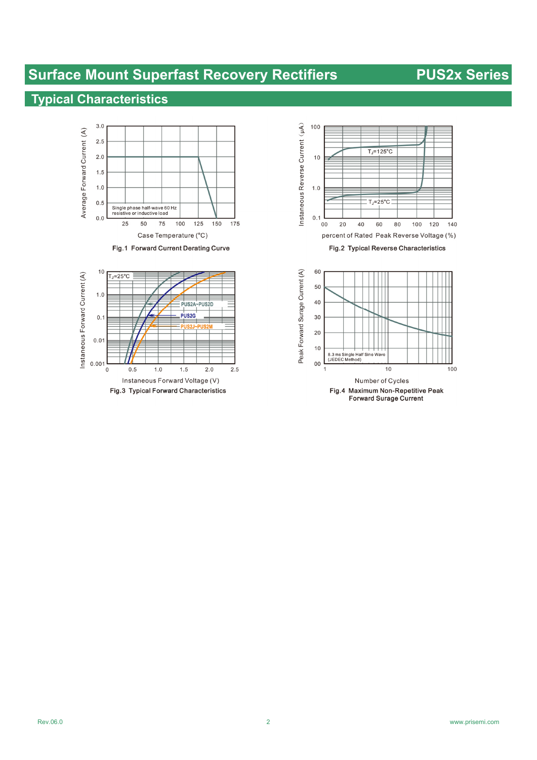# Surface Mount Superfast Recovery Rectifiers — PUS2x Series

## Typical Characteristics

Average Forward Current (A)

3.0
2.5
2.0
1.5
1.0
0.5
0.0

Single phase half-wave 60 Hz
resistive or inductive load

25 50 75 100 125 150 175

Case Temperature (°C)

**Fig.1 Forward Current Derating Curve**

Instaneous Reverse Current (μA)

100
10
1.0
0.1

$T_J$=125°C

$T_J$=25°C

00 20 40 60 80 100 120 140

percent of Rated Peak Reverse Voltage (%)

**Fig.2 Typical Reverse Characteristics**

Instaneous Forward Current (A)

10
1.0
0.1
0.01
0.001

$T_J$=25°C

PUS2A~PUS2D

PUS2G

PUS2J~PUS2M

0 0.5 1.0 1.5 2.0 2.5

Instaneous Forward Voltage (V)

**Fig.3 Typical Forward Characteristics**

Peak Forward Surage Current (A)

60
50
40
30
20
10
00

8.3 ms Single Half Sine Wave
(JEDEC Method)

1 10 100

Number of Cycles

**Fig.4 Maximum Non-Repetitive Peak Forward Surage Current**

Rev.06.0

www.prisemi.com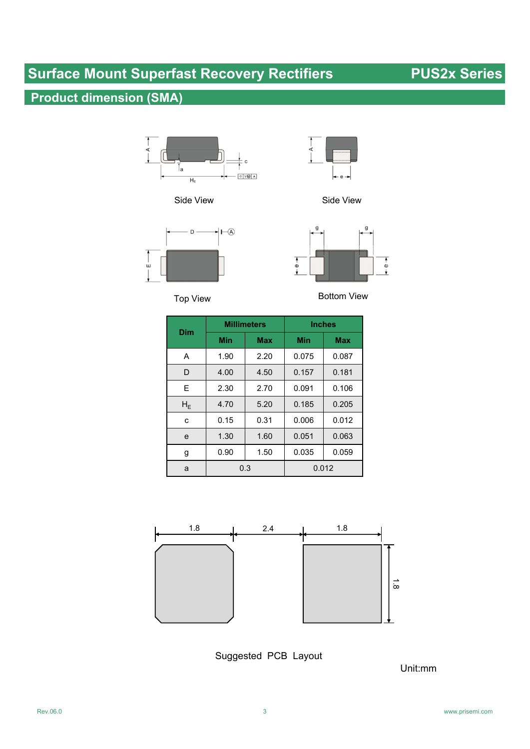## Product dimension (SMA)

Side View

Side View

Top View

Bottom View

| Dim | Millimeters | | Inches | |
|---|---|---|---|---|
| | Min | Max | Min | Max |
| A | 1.90 | 2.20 | 0.075 | 0.087 |
| D | 4.00 | 4.50 | 0.157 | 0.181 |
| E | 2.30 | 2.70 | 0.091 | 0.106 |
| $H_E$ | 4.70 | 5.20 | 0.185 | 0.205 |
| c | 0.15 | 0.31 | 0.006 | 0.012 |
| e | 1.30 | 1.60 | 0.051 | 0.063 |
| g | 0.90 | 1.50 | 0.035 | 0.059 |
| a | 0.3 | | 0.012 | |

1.8

2.4

1.8

1.8

Suggested PCB Layout

Unit:mm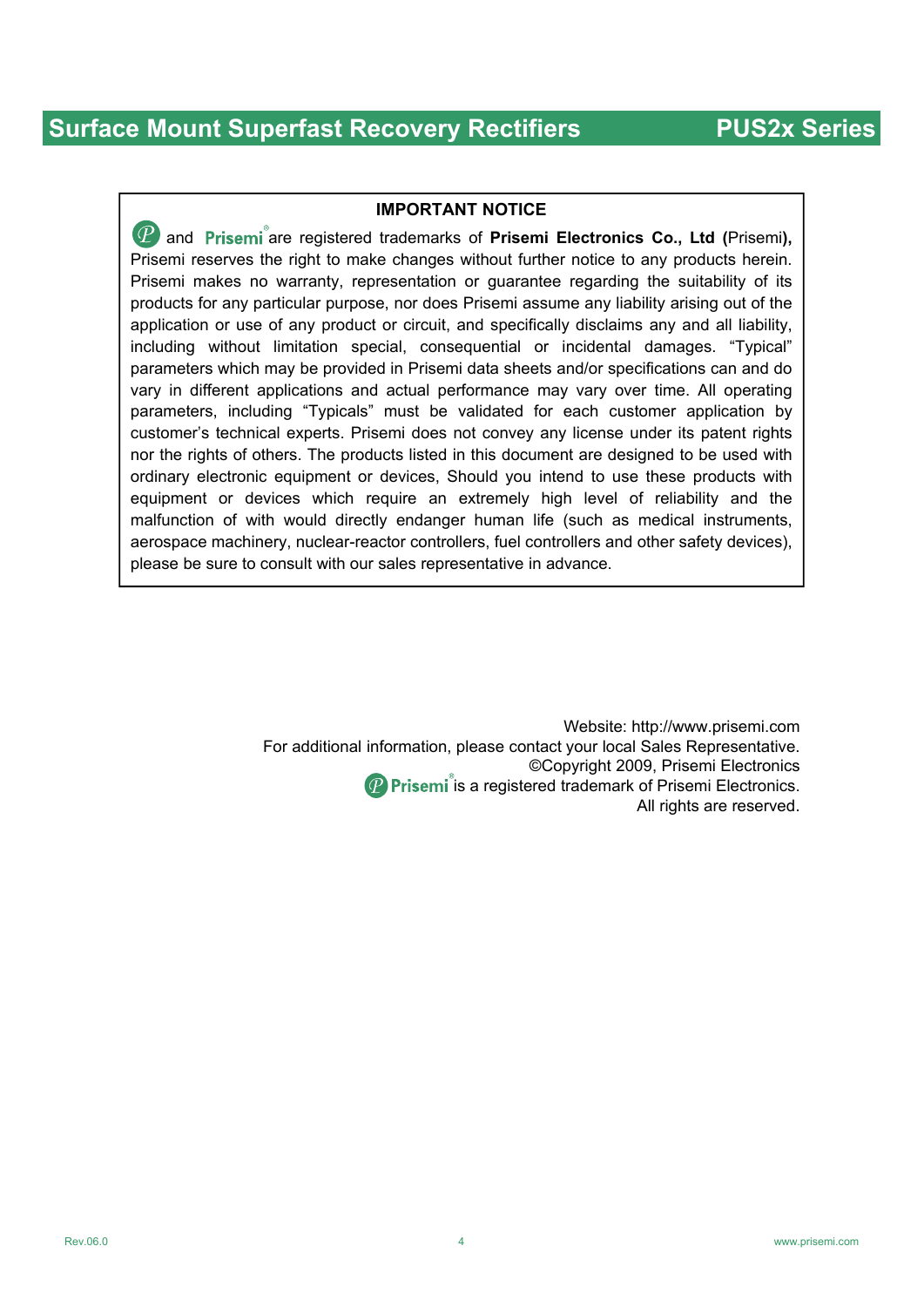## IMPORTANT NOTICE

and **Prisemi** are registered trademarks of **Prisemi Electronics Co., Ltd (**Prisemi**),** Prisemi reserves the right to make changes without further notice to any products herein. Prisemi makes no warranty, representation or guarantee regarding the suitability of its products for any particular purpose, nor does Prisemi assume any liability arising out of the application or use of any product or circuit, and specifically disclaims any and all liability, including without limitation special, consequential or incidental damages. "Typical" parameters which may be provided in Prisemi data sheets and/or specifications can and do vary in different applications and actual performance may vary over time. All operating parameters, including "Typicals" must be validated for each customer application by customer's technical experts. Prisemi does not convey any license under its patent rights nor the rights of others. The products listed in this document are designed to be used with ordinary electronic equipment or devices, Should you intend to use these products with equipment or devices which require an extremely high level of reliability and the malfunction of with would directly endanger human life (such as medical instruments, aerospace machinery, nuclear-reactor controllers, fuel controllers and other safety devices), please be sure to consult with our sales representative in advance.

Website: http://www.prisemi.com
For additional information, please contact your local Sales Representative.
©Copyright 2009, Prisemi Electronics
Prisemi is a registered trademark of Prisemi Electronics.
All rights are reserved.